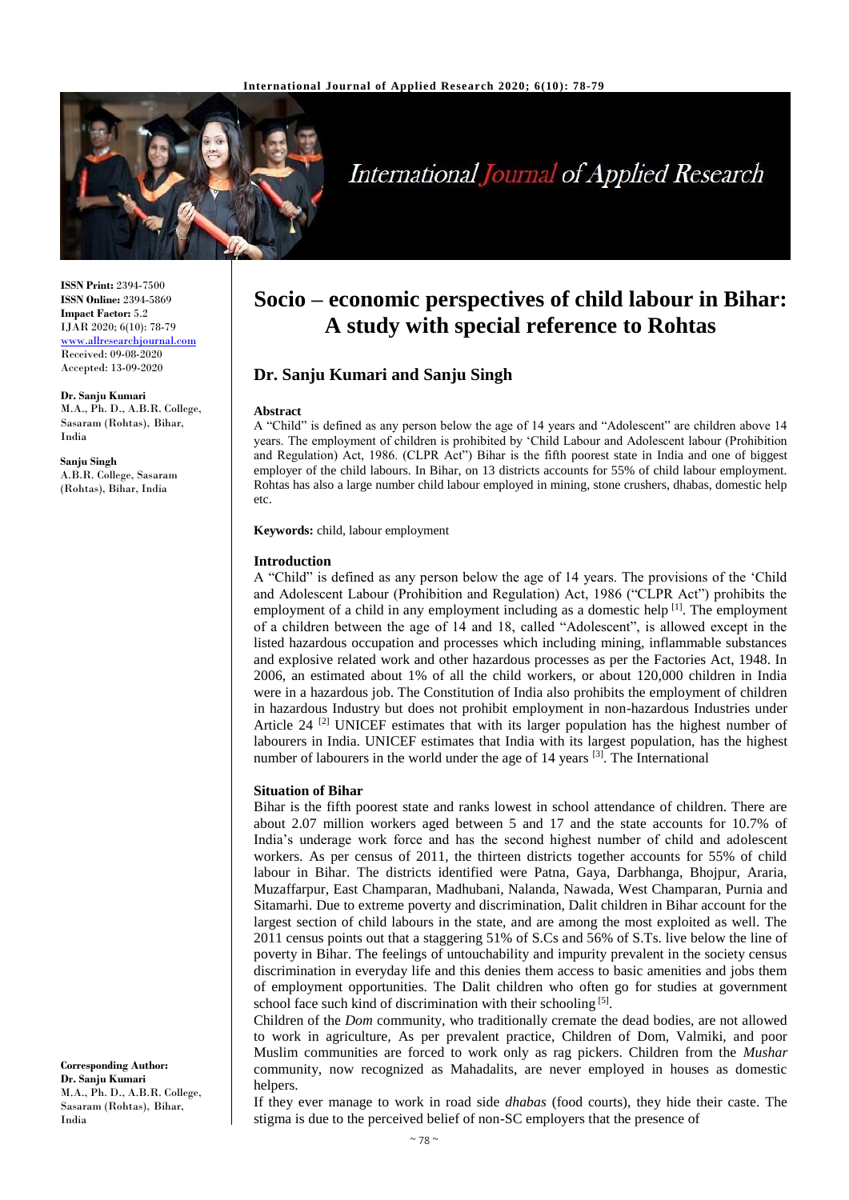**ISSN Print:** 2394-7500
**ISSN Online:** 2394-5869
**Impact Factor:** 5.2
IJAR 2020; 6(10): 78-79
www.allresearchjournal.com
Received: 09-08-2020
Accepted: 13-09-2020

**Dr. Sanju Kumari**
M.A., Ph. D., A.B.R. College, Sasaram (Rohtas), Bihar, India

**Sanju Singh**
A.B.R. College, Sasaram (Rohtas), Bihar, India

**Corresponding Author:**
**Dr. Sanju Kumari**
M.A., Ph. D., A.B.R. College, Sasaram (Rohtas), Bihar, India

# Socio – economic perspectives of child labour in Bihar: A study with special reference to Rohtas

## Dr. Sanju Kumari and Sanju Singh

### Abstract

A "Child" is defined as any person below the age of 14 years and "Adolescent" are children above 14 years. The employment of children is prohibited by 'Child Labour and Adolescent labour (Prohibition and Regulation) Act, 1986. (CLPR Act") Bihar is the fifth poorest state in India and one of biggest employer of the child labours. In Bihar, on 13 districts accounts for 55% of child labour employment. Rohtas has also a large number child labour employed in mining, stone crushers, dhabas, domestic help etc.

**Keywords:** child, labour employment

### Introduction

A "Child" is defined as any person below the age of 14 years. The provisions of the 'Child and Adolescent Labour (Prohibition and Regulation) Act, 1986 ("CLPR Act") prohibits the employment of a child in any employment including as a domestic help [1]. The employment of a children between the age of 14 and 18, called "Adolescent", is allowed except in the listed hazardous occupation and processes which including mining, inflammable substances and explosive related work and other hazardous processes as per the Factories Act, 1948. In 2006, an estimated about 1% of all the child workers, or about 120,000 children in India were in a hazardous job. The Constitution of India also prohibits the employment of children in hazardous Industry but does not prohibit employment in non-hazardous Industries under Article 24 [2] UNICEF estimates that with its larger population has the highest number of labourers in India. UNICEF estimates that India with its largest population, has the highest number of labourers in the world under the age of 14 years [3]. The International

### Situation of Bihar

Bihar is the fifth poorest state and ranks lowest in school attendance of children. There are about 2.07 million workers aged between 5 and 17 and the state accounts for 10.7% of India's underage work force and has the second highest number of child and adolescent workers. As per census of 2011, the thirteen districts together accounts for 55% of child labour in Bihar. The districts identified were Patna, Gaya, Darbhanga, Bhojpur, Araria, Muzaffarpur, East Champaran, Madhubani, Nalanda, Nawada, West Champaran, Purnia and Sitamarhi. Due to extreme poverty and discrimination, Dalit children in Bihar account for the largest section of child labours in the state, and are among the most exploited as well. The 2011 census points out that a staggering 51% of S.Cs and 56% of S.Ts. live below the line of poverty in Bihar. The feelings of untouchability and impurity prevalent in the society census discrimination in everyday life and this denies them access to basic amenities and jobs them of employment opportunities. The Dalit children who often go for studies at government school face such kind of discrimination with their schooling [5].

Children of the *Dom* community, who traditionally cremate the dead bodies, are not allowed to work in agriculture, As per prevalent practice, Children of Dom, Valmiki, and poor Muslim communities are forced to work only as rag pickers. Children from the *Mushar* community, now recognized as Mahadalits, are never employed in houses as domestic helpers.

If they ever manage to work in road side *dhabas* (food courts), they hide their caste. The stigma is due to the perceived belief of non-SC employers that the presence of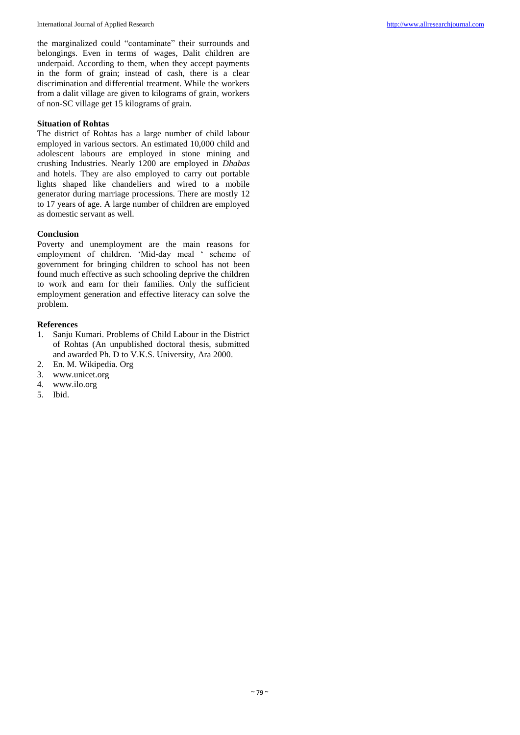the marginalized could "contaminate" their surrounds and belongings. Even in terms of wages, Dalit children are underpaid. According to them, when they accept payments in the form of grain; instead of cash, there is a clear discrimination and differential treatment. While the workers from a dalit village are given to kilograms of grain, workers of non-SC village get 15 kilograms of grain.

**Situation of Rohtas**

The district of Rohtas has a large number of child labour employed in various sectors. An estimated 10,000 child and adolescent labours are employed in stone mining and crushing Industries. Nearly 1200 are employed in *Dhabas* and hotels. They are also employed to carry out portable lights shaped like chandeliers and wired to a mobile generator during marriage processions. There are mostly 12 to 17 years of age. A large number of children are employed as domestic servant as well.

**Conclusion**

Poverty and unemployment are the main reasons for employment of children. 'Mid-day meal ' scheme of government for bringing children to school has not been found much effective as such schooling deprive the children to work and earn for their families. Only the sufficient employment generation and effective literacy can solve the problem.

**References**

1. Sanju Kumari. Problems of Child Labour in the District of Rohtas (An unpublished doctoral thesis, submitted and awarded Ph. D to V.K.S. University, Ara 2000.
2. En. M. Wikipedia. Org
3. www.unicet.org
4. www.ilo.org
5. Ibid.